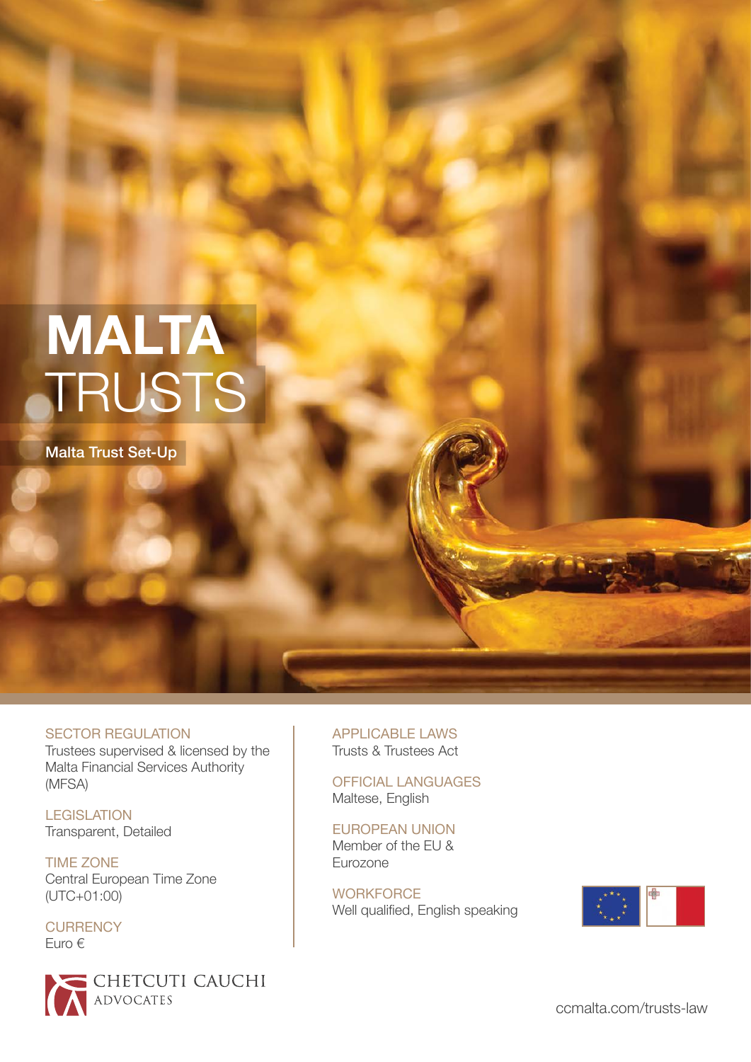# MALTA TRUSTS

## Malta Trust Set-Up

SECTOR REGULATION
Trustees supervised & licensed by the Malta Financial Services Authority (MFSA)

LEGISLATION
Transparent, Detailed

TIME ZONE
Central European Time Zone (UTC+01:00)

CURRENCY
Euro €

APPLICABLE LAWS
Trusts & Trustees Act

OFFICIAL LANGUAGES
Maltese, English

EUROPEAN UNION
Member of the EU & Eurozone

WORKFORCE
Well qualified, English speaking

CHETCUTI CAUCHI
ADVOCATES

ccmalta.com/trusts-law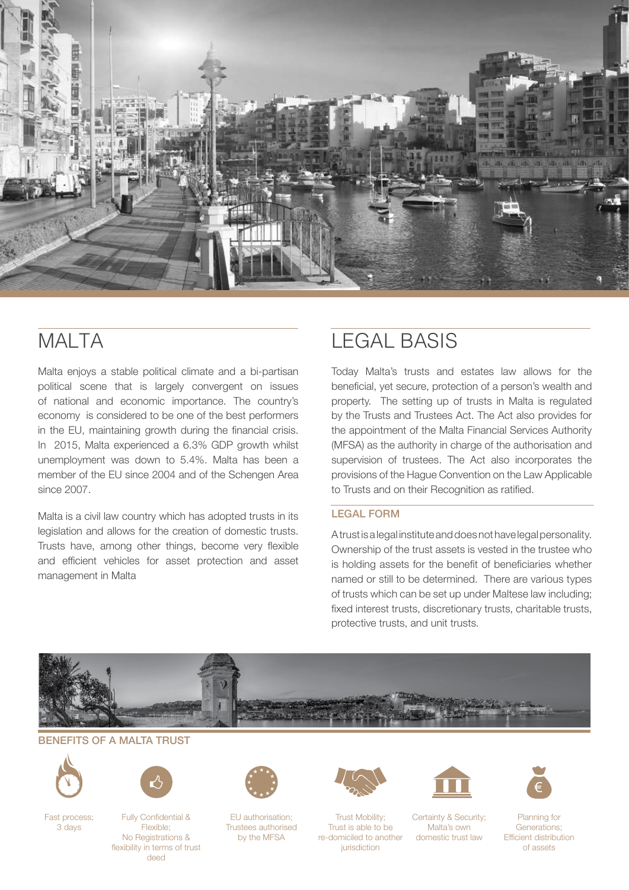# MALTA

Malta enjoys a stable political climate and a bi-partisan political scene that is largely convergent on issues of national and economic importance. The country's economy is considered to be one of the best performers in the EU, maintaining growth during the financial crisis. In 2015, Malta experienced a 6.3% GDP growth whilst unemployment was down to 5.4%. Malta has been a member of the EU since 2004 and of the Schengen Area since 2007.

Malta is a civil law country which has adopted trusts in its legislation and allows for the creation of domestic trusts. Trusts have, among other things, become very flexible and efficient vehicles for asset protection and asset management in Malta

# LEGAL BASIS

Today Malta's trusts and estates law allows for the beneficial, yet secure, protection of a person's wealth and property. The setting up of trusts in Malta is regulated by the Trusts and Trustees Act. The Act also provides for the appointment of the Malta Financial Services Authority (MFSA) as the authority in charge of the authorisation and supervision of trustees. The Act also incorporates the provisions of the Hague Convention on the Law Applicable to Trusts and on their Recognition as ratified.

## LEGAL FORM

A trust is a legal institute and does not have legal personality. Ownership of the trust assets is vested in the trustee who is holding assets for the benefit of beneficiaries whether named or still to be determined. There are various types of trusts which can be set up under Maltese law including; fixed interest trusts, discretionary trusts, charitable trusts, protective trusts, and unit trusts.

## BENEFITS OF A MALTA TRUST

- Fast process; 3 days
- Fully Confidential & Flexible; No Registrations & flexibility in terms of trust deed
- EU authorisation; Trustees authorised by the MFSA
- Trust Mobility; Trust is able to be re-domiciled to another jurisdiction
- Certainty & Security; Malta's own domestic trust law
- Planning for Generations; Efficient distribution of assets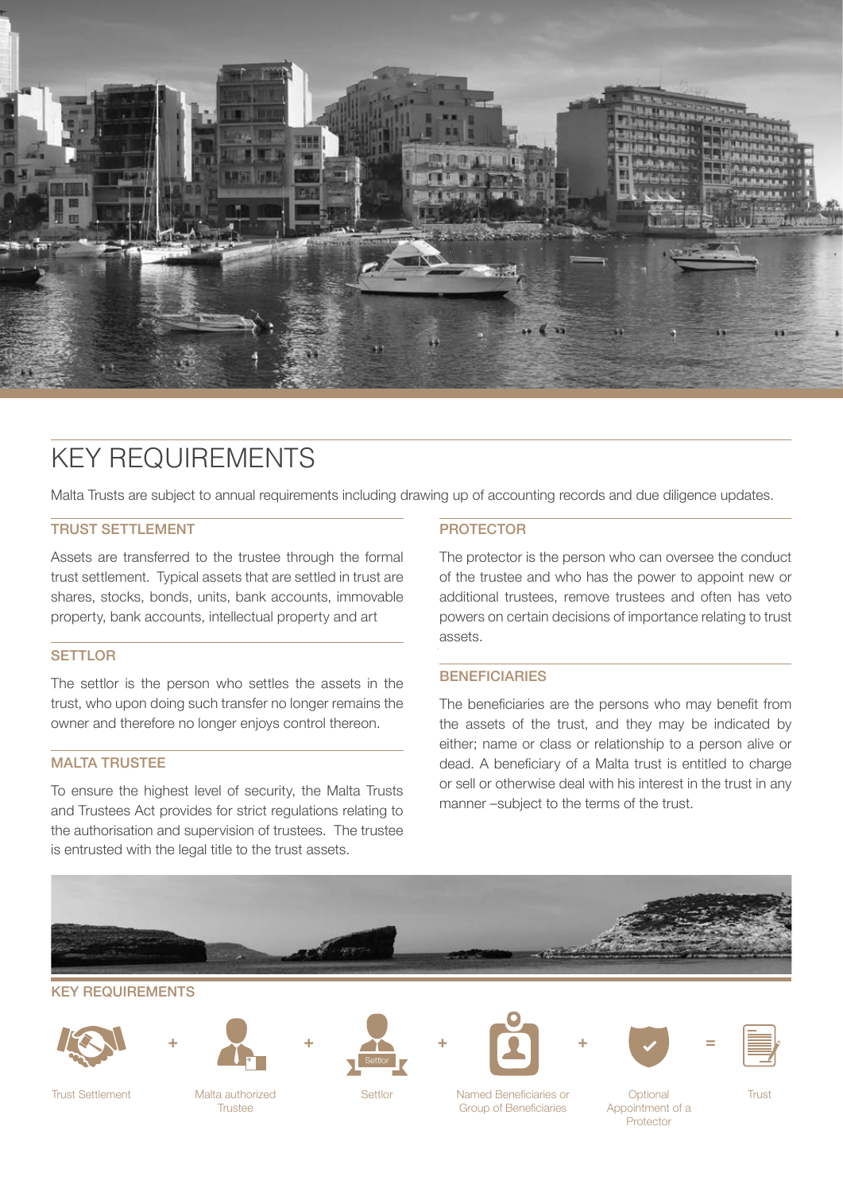# KEY REQUIREMENTS

Malta Trusts are subject to annual requirements including drawing up of accounting records and due diligence updates.

## TRUST SETTLEMENT

Assets are transferred to the trustee through the formal trust settlement. Typical assets that are settled in trust are shares, stocks, bonds, units, bank accounts, immovable property, bank accounts, intellectual property and art

## SETTLOR

The settlor is the person who settles the assets in the trust, who upon doing such transfer no longer remains the owner and therefore no longer enjoys control thereon.

## MALTA TRUSTEE

To ensure the highest level of security, the Malta Trusts and Trustees Act provides for strict regulations relating to the authorisation and supervision of trustees. The trustee is entrusted with the legal title to the trust assets.

## PROTECTOR

The protector is the person who can oversee the conduct of the trustee and who has the power to appoint new or additional trustees, remove trustees and often has veto powers on certain decisions of importance relating to trust assets.

## BENEFICIARIES

The beneficiaries are the persons who may benefit from the assets of the trust, and they may be indicated by either; name or class or relationship to a person alive or dead. A beneficiary of a Malta trust is entitled to charge or sell or otherwise deal with his interest in the trust in any manner –subject to the terms of the trust.

## KEY REQUIREMENTS

Trust Settlement + Malta authorized Trustee + Settlor + Named Beneficiaries or Group of Beneficiaries + Optional Appointment of a Protector = Trust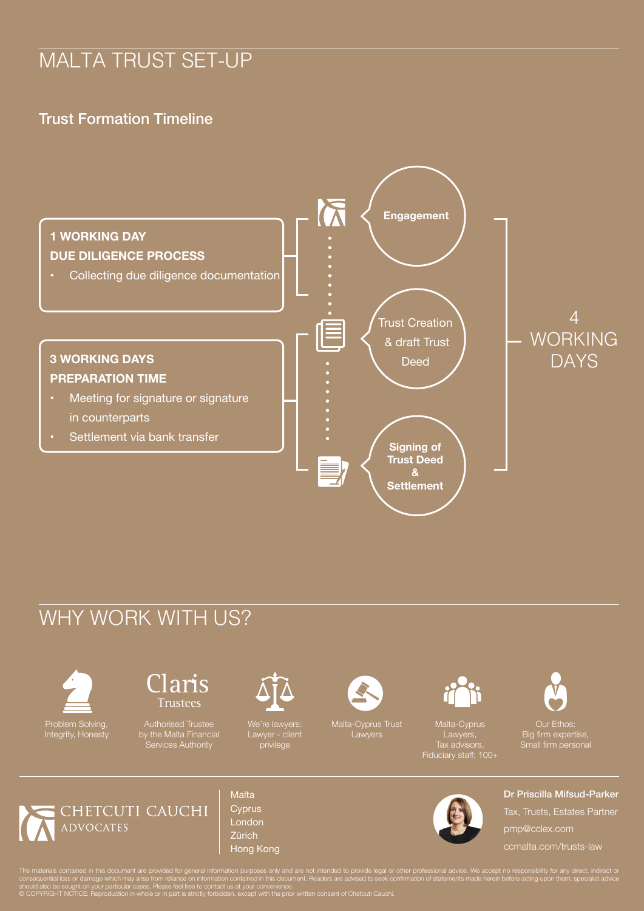# MALTA TRUST SET-UP

## Trust Formation Timeline

**1 WORKING DAY**

**DUE DILIGENCE PROCESS**

- Collecting due diligence documentation

**3 WORKING DAYS**

**PREPARATION TIME**

- Meeting for signature or signature in counterparts
- Settlement via bank transfer

**Engagement**

Trust Creation & draft Trust Deed

**Signing of Trust Deed & Settlement**

4 WORKING DAYS

# WHY WORK WITH US?

Problem Solving, Integrity, Honesty

Claris Trustees

Authorised Trustee by the Malta Financial Services Authority

We're lawyers: Lawyer - client privilege

Malta-Cyprus Trust Lawyers

Malta-Cyprus Lawyers, Tax advisors, Fiduciary staff: 100+

Our Ethos: Big firm expertise, Small firm personal

CHETCUTI CAUCHI ADVOCATES

Malta
Cyprus
London
Zürich
Hong Kong

**Dr Priscilla Mifsud-Parker**

Tax, Trusts, Estates Partner

pmp@cclex.com

ccmalta.com/trusts-law

The materials contained in this document are provided for general information purposes only and are not intended to provide legal or other professional advice. We accept no responsibility for any direct, indirect or consequential loss or damage which may arise from reliance on information contained in this document. Readers are advised to seek confirmation of statements made herein before acting upon them; specialist advice should also be sought on your particular cases. Please feel free to contact us at your convenience.

© COPYRIGHT NOTICE: Reproduction in whole or in part is strictly forbidden, except with the prior written consent of Chetcuti Cauchi.